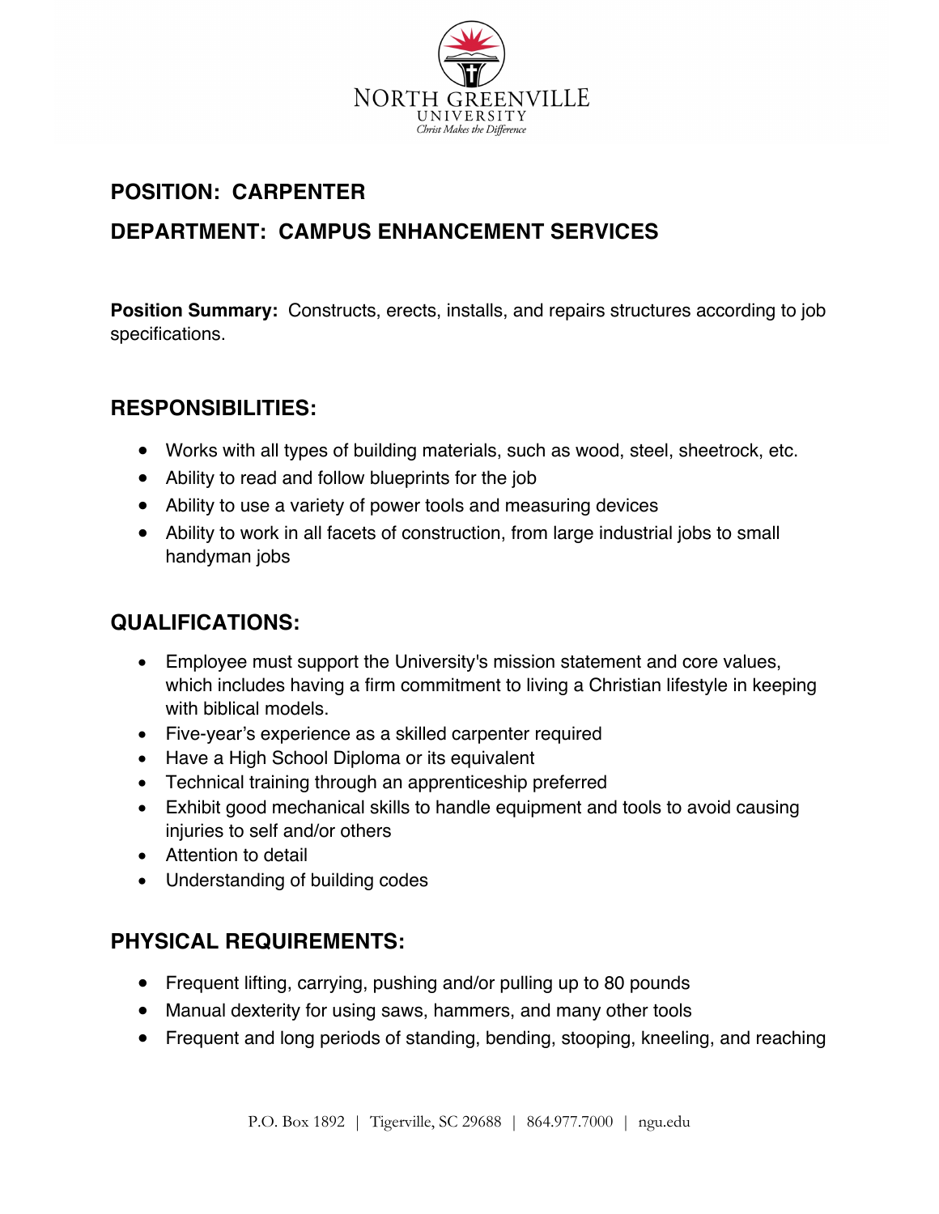NORTH GREENVILLE UNIVERSITY
*Christ Makes the Difference*

## POSITION: CARPENTER

## DEPARTMENT: CAMPUS ENHANCEMENT SERVICES

**Position Summary:** Constructs, erects, installs, and repairs structures according to job specifications.

## RESPONSIBILITIES:

- Works with all types of building materials, such as wood, steel, sheetrock, etc.
- Ability to read and follow blueprints for the job
- Ability to use a variety of power tools and measuring devices
- Ability to work in all facets of construction, from large industrial jobs to small handyman jobs

## QUALIFICATIONS:

- Employee must support the University's mission statement and core values, which includes having a firm commitment to living a Christian lifestyle in keeping with biblical models.
- Five-year's experience as a skilled carpenter required
- Have a High School Diploma or its equivalent
- Technical training through an apprenticeship preferred
- Exhibit good mechanical skills to handle equipment and tools to avoid causing injuries to self and/or others
- Attention to detail
- Understanding of building codes

## PHYSICAL REQUIREMENTS:

- Frequent lifting, carrying, pushing and/or pulling up to 80 pounds
- Manual dexterity for using saws, hammers, and many other tools
- Frequent and long periods of standing, bending, stooping, kneeling, and reaching

P.O. Box 1892 | Tigerville, SC 29688 | 864.977.7000 | ngu.edu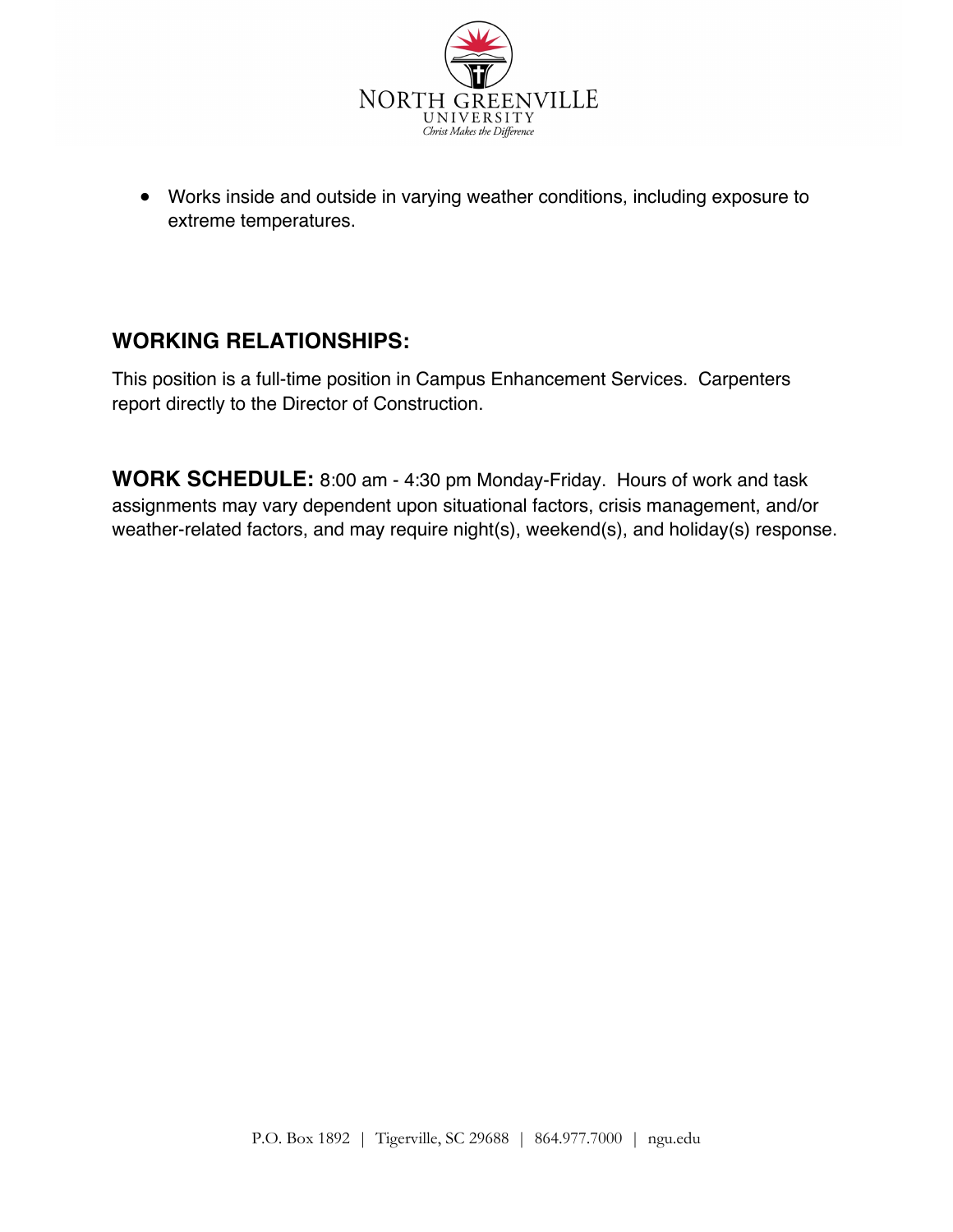- Works inside and outside in varying weather conditions, including exposure to extreme temperatures.

## WORKING RELATIONSHIPS:

This position is a full-time position in Campus Enhancement Services. Carpenters report directly to the Director of Construction.

**WORK SCHEDULE:** 8:00 am - 4:30 pm Monday-Friday. Hours of work and task assignments may vary dependent upon situational factors, crisis management, and/or weather-related factors, and may require night(s), weekend(s), and holiday(s) response.